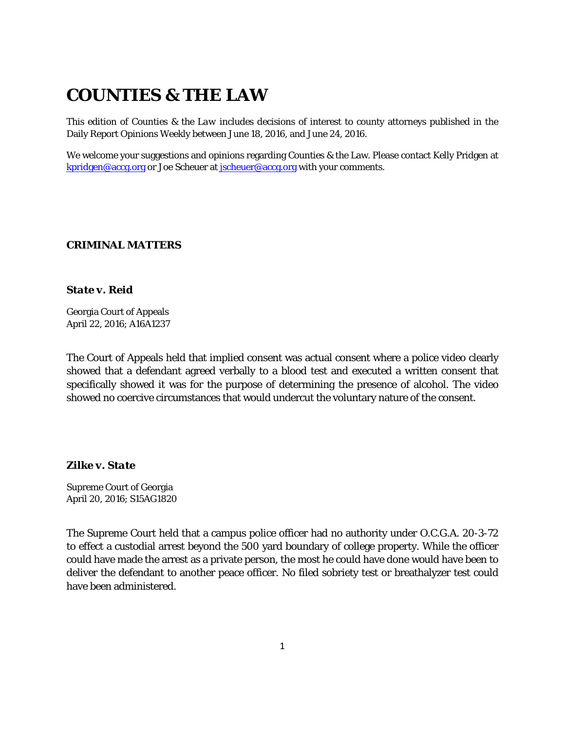# COUNTIES & THE LAW

This edition of Counties & the Law includes decisions of interest to county attorneys published in the Daily Report Opinions Weekly between June 18, 2016, and June 24, 2016.

We welcome your suggestions and opinions regarding Counties & the Law. Please contact Kelly Pridgen at kpridgen@accg.org or Joe Scheuer at jscheuer@accg.org with your comments.

## CRIMINAL MATTERS

### *State v. Reid*

Georgia Court of Appeals
April 22, 2016; A16A1237

The Court of Appeals held that implied consent was actual consent where a police video clearly showed that a defendant agreed verbally to a blood test and executed a written consent that specifically showed it was for the purpose of determining the presence of alcohol. The video showed no coercive circumstances that would undercut the voluntary nature of the consent.

### *Zilke v. State*

Supreme Court of Georgia
April 20, 2016; S15AG1820

The Supreme Court held that a campus police officer had no authority under O.C.G.A. 20-3-72 to effect a custodial arrest beyond the 500 yard boundary of college property. While the officer could have made the arrest as a private person, the most he could have done would have been to deliver the defendant to another peace officer. No filed sobriety test or breathalyzer test could have been administered.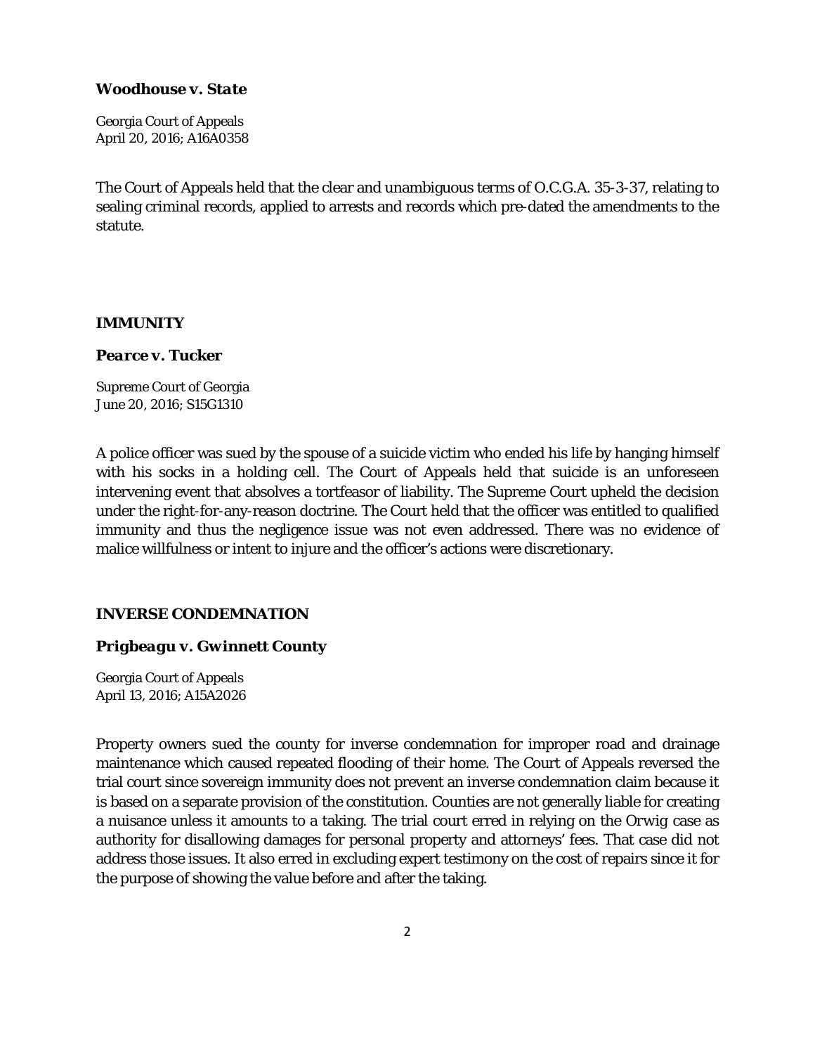### *Woodhouse v. State*

Georgia Court of Appeals
April 20, 2016; A16A0358

The Court of Appeals held that the clear and unambiguous terms of O.C.G.A. 35-3-37, relating to sealing criminal records, applied to arrests and records which pre-dated the amendments to the statute.

## IMMUNITY

### *Pearce v. Tucker*

Supreme Court of Georgia
June 20, 2016; S15G1310

A police officer was sued by the spouse of a suicide victim who ended his life by hanging himself with his socks in a holding cell. The Court of Appeals held that suicide is an unforeseen intervening event that absolves a tortfeasor of liability. The Supreme Court upheld the decision under the right-for-any-reason doctrine. The Court held that the officer was entitled to qualified immunity and thus the negligence issue was not even addressed. There was no evidence of malice willfulness or intent to injure and the officer's actions were discretionary.

## INVERSE CONDEMNATION

### *Prigbeagu v. Gwinnett County*

Georgia Court of Appeals
April 13, 2016; A15A2026

Property owners sued the county for inverse condemnation for improper road and drainage maintenance which caused repeated flooding of their home. The Court of Appeals reversed the trial court since sovereign immunity does not prevent an inverse condemnation claim because it is based on a separate provision of the constitution. Counties are not generally liable for creating a nuisance unless it amounts to a taking. The trial court erred in relying on the Orwig case as authority for disallowing damages for personal property and attorneys' fees. That case did not address those issues. It also erred in excluding expert testimony on the cost of repairs since it for the purpose of showing the value before and after the taking.